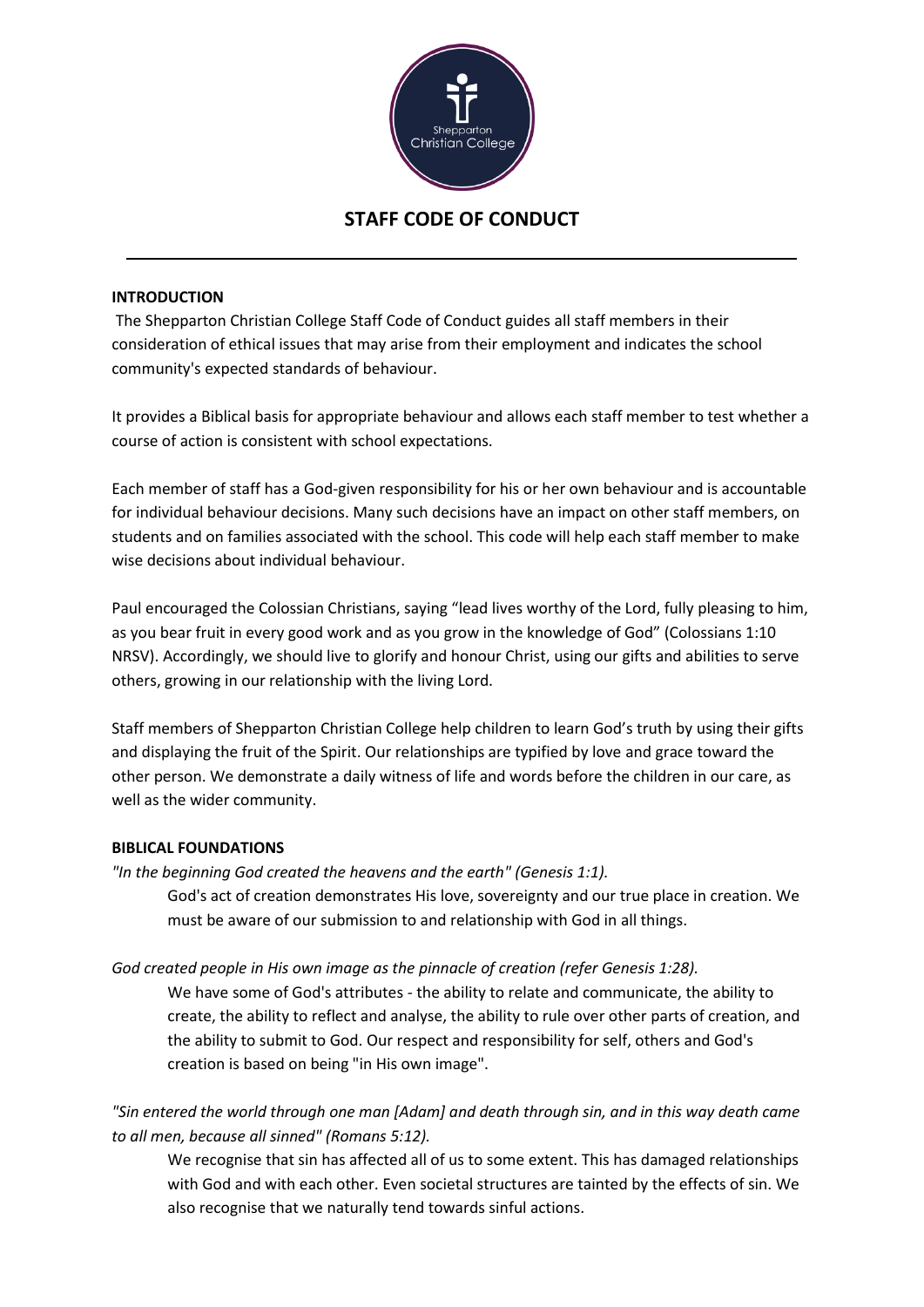# STAFF CODE OF CONDUCT

## INTRODUCTION

The Shepparton Christian College Staff Code of Conduct guides all staff members in their consideration of ethical issues that may arise from their employment and indicates the school community's expected standards of behaviour.

It provides a Biblical basis for appropriate behaviour and allows each staff member to test whether a course of action is consistent with school expectations.

Each member of staff has a God-given responsibility for his or her own behaviour and is accountable for individual behaviour decisions. Many such decisions have an impact on other staff members, on students and on families associated with the school. This code will help each staff member to make wise decisions about individual behaviour.

Paul encouraged the Colossian Christians, saying "lead lives worthy of the Lord, fully pleasing to him, as you bear fruit in every good work and as you grow in the knowledge of God" (Colossians 1:10 NRSV). Accordingly, we should live to glorify and honour Christ, using our gifts and abilities to serve others, growing in our relationship with the living Lord.

Staff members of Shepparton Christian College help children to learn God's truth by using their gifts and displaying the fruit of the Spirit. Our relationships are typified by love and grace toward the other person. We demonstrate a daily witness of life and words before the children in our care, as well as the wider community.

## BIBLICAL FOUNDATIONS

*"In the beginning God created the heavens and the earth" (Genesis 1:1).*

God's act of creation demonstrates His love, sovereignty and our true place in creation. We must be aware of our submission to and relationship with God in all things.

*God created people in His own image as the pinnacle of creation (refer Genesis 1:28).*

We have some of God's attributes - the ability to relate and communicate, the ability to create, the ability to reflect and analyse, the ability to rule over other parts of creation, and the ability to submit to God. Our respect and responsibility for self, others and God's creation is based on being "in His own image".

*"Sin entered the world through one man [Adam] and death through sin, and in this way death came to all men, because all sinned" (Romans 5:12).*

We recognise that sin has affected all of us to some extent. This has damaged relationships with God and with each other. Even societal structures are tainted by the effects of sin. We also recognise that we naturally tend towards sinful actions.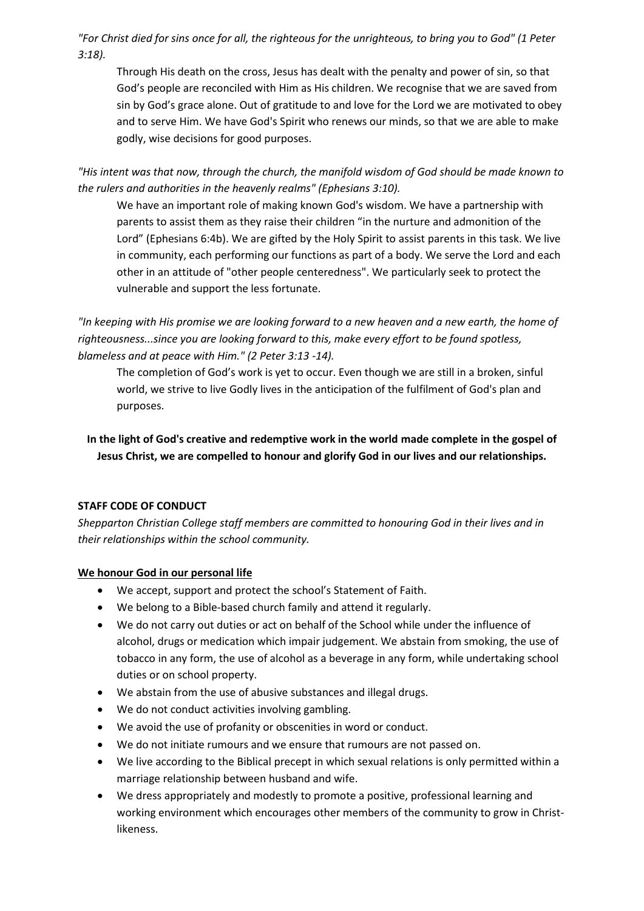*"For Christ died for sins once for all, the righteous for the unrighteous, to bring you to God" (1 Peter 3:18).*

Through His death on the cross, Jesus has dealt with the penalty and power of sin, so that God's people are reconciled with Him as His children. We recognise that we are saved from sin by God's grace alone. Out of gratitude to and love for the Lord we are motivated to obey and to serve Him. We have God's Spirit who renews our minds, so that we are able to make godly, wise decisions for good purposes.

*"His intent was that now, through the church, the manifold wisdom of God should be made known to the rulers and authorities in the heavenly realms" (Ephesians 3:10).*

We have an important role of making known God's wisdom. We have a partnership with parents to assist them as they raise their children "in the nurture and admonition of the Lord" (Ephesians 6:4b). We are gifted by the Holy Spirit to assist parents in this task. We live in community, each performing our functions as part of a body. We serve the Lord and each other in an attitude of "other people centeredness". We particularly seek to protect the vulnerable and support the less fortunate.

*"In keeping with His promise we are looking forward to a new heaven and a new earth, the home of righteousness...since you are looking forward to this, make every effort to be found spotless, blameless and at peace with Him." (2 Peter 3:13 -14).*

The completion of God's work is yet to occur. Even though we are still in a broken, sinful world, we strive to live Godly lives in the anticipation of the fulfilment of God's plan and purposes.

**In the light of God's creative and redemptive work in the world made complete in the gospel of Jesus Christ, we are compelled to honour and glorify God in our lives and our relationships.**

**STAFF CODE OF CONDUCT**

*Shepparton Christian College staff members are committed to honouring God in their lives and in their relationships within the school community.*

**We honour God in our personal life**

- We accept, support and protect the school's Statement of Faith.
- We belong to a Bible-based church family and attend it regularly.
- We do not carry out duties or act on behalf of the School while under the influence of alcohol, drugs or medication which impair judgement. We abstain from smoking, the use of tobacco in any form, the use of alcohol as a beverage in any form, while undertaking school duties or on school property.
- We abstain from the use of abusive substances and illegal drugs.
- We do not conduct activities involving gambling.
- We avoid the use of profanity or obscenities in word or conduct.
- We do not initiate rumours and we ensure that rumours are not passed on.
- We live according to the Biblical precept in which sexual relations is only permitted within a marriage relationship between husband and wife.
- We dress appropriately and modestly to promote a positive, professional learning and working environment which encourages other members of the community to grow in Christ-likeness.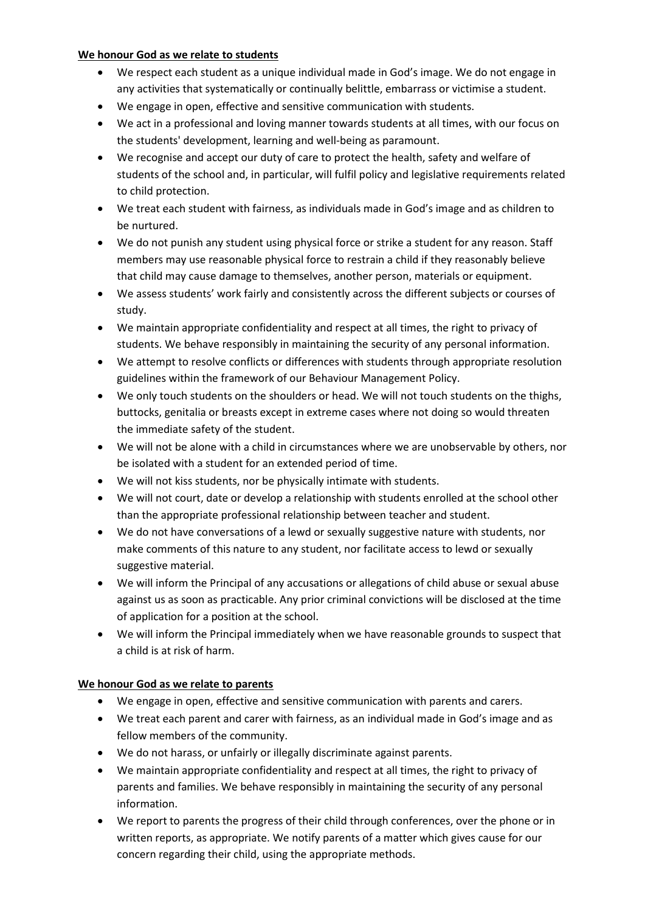**We honour God as we relate to students**

- We respect each student as a unique individual made in God's image. We do not engage in any activities that systematically or continually belittle, embarrass or victimise a student.
- We engage in open, effective and sensitive communication with students.
- We act in a professional and loving manner towards students at all times, with our focus on the students' development, learning and well-being as paramount.
- We recognise and accept our duty of care to protect the health, safety and welfare of students of the school and, in particular, will fulfil policy and legislative requirements related to child protection.
- We treat each student with fairness, as individuals made in God's image and as children to be nurtured.
- We do not punish any student using physical force or strike a student for any reason. Staff members may use reasonable physical force to restrain a child if they reasonably believe that child may cause damage to themselves, another person, materials or equipment.
- We assess students' work fairly and consistently across the different subjects or courses of study.
- We maintain appropriate confidentiality and respect at all times, the right to privacy of students. We behave responsibly in maintaining the security of any personal information.
- We attempt to resolve conflicts or differences with students through appropriate resolution guidelines within the framework of our Behaviour Management Policy.
- We only touch students on the shoulders or head. We will not touch students on the thighs, buttocks, genitalia or breasts except in extreme cases where not doing so would threaten the immediate safety of the student.
- We will not be alone with a child in circumstances where we are unobservable by others, nor be isolated with a student for an extended period of time.
- We will not kiss students, nor be physically intimate with students.
- We will not court, date or develop a relationship with students enrolled at the school other than the appropriate professional relationship between teacher and student.
- We do not have conversations of a lewd or sexually suggestive nature with students, nor make comments of this nature to any student, nor facilitate access to lewd or sexually suggestive material.
- We will inform the Principal of any accusations or allegations of child abuse or sexual abuse against us as soon as practicable. Any prior criminal convictions will be disclosed at the time of application for a position at the school.
- We will inform the Principal immediately when we have reasonable grounds to suspect that a child is at risk of harm.

**We honour God as we relate to parents**

- We engage in open, effective and sensitive communication with parents and carers.
- We treat each parent and carer with fairness, as an individual made in God's image and as fellow members of the community.
- We do not harass, or unfairly or illegally discriminate against parents.
- We maintain appropriate confidentiality and respect at all times, the right to privacy of parents and families. We behave responsibly in maintaining the security of any personal information.
- We report to parents the progress of their child through conferences, over the phone or in written reports, as appropriate. We notify parents of a matter which gives cause for our concern regarding their child, using the appropriate methods.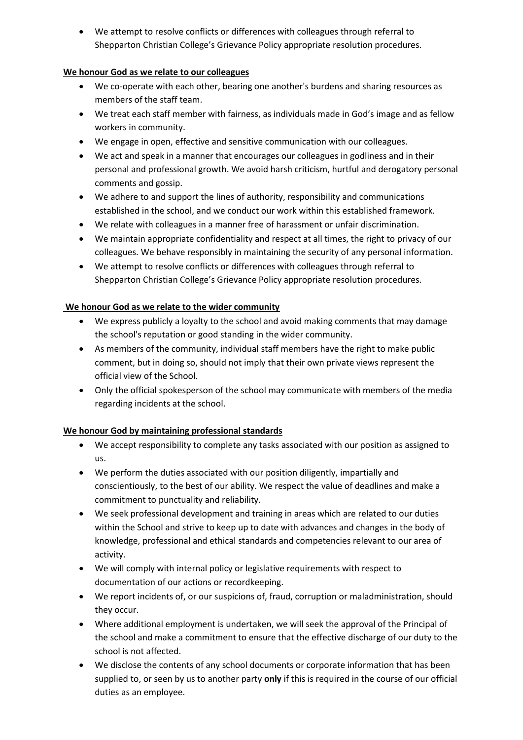- We attempt to resolve conflicts or differences with colleagues through referral to Shepparton Christian College's Grievance Policy appropriate resolution procedures.

**We honour God as we relate to our colleagues**

- We co-operate with each other, bearing one another's burdens and sharing resources as members of the staff team.
- We treat each staff member with fairness, as individuals made in God's image and as fellow workers in community.
- We engage in open, effective and sensitive communication with our colleagues.
- We act and speak in a manner that encourages our colleagues in godliness and in their personal and professional growth. We avoid harsh criticism, hurtful and derogatory personal comments and gossip.
- We adhere to and support the lines of authority, responsibility and communications established in the school, and we conduct our work within this established framework.
- We relate with colleagues in a manner free of harassment or unfair discrimination.
- We maintain appropriate confidentiality and respect at all times, the right to privacy of our colleagues. We behave responsibly in maintaining the security of any personal information.
- We attempt to resolve conflicts or differences with colleagues through referral to Shepparton Christian College's Grievance Policy appropriate resolution procedures.

**We honour God as we relate to the wider community**

- We express publicly a loyalty to the school and avoid making comments that may damage the school's reputation or good standing in the wider community.
- As members of the community, individual staff members have the right to make public comment, but in doing so, should not imply that their own private views represent the official view of the School.
- Only the official spokesperson of the school may communicate with members of the media regarding incidents at the school.

**We honour God by maintaining professional standards**

- We accept responsibility to complete any tasks associated with our position as assigned to us.
- We perform the duties associated with our position diligently, impartially and conscientiously, to the best of our ability. We respect the value of deadlines and make a commitment to punctuality and reliability.
- We seek professional development and training in areas which are related to our duties within the School and strive to keep up to date with advances and changes in the body of knowledge, professional and ethical standards and competencies relevant to our area of activity.
- We will comply with internal policy or legislative requirements with respect to documentation of our actions or recordkeeping.
- We report incidents of, or our suspicions of, fraud, corruption or maladministration, should they occur.
- Where additional employment is undertaken, we will seek the approval of the Principal of the school and make a commitment to ensure that the effective discharge of our duty to the school is not affected.
- We disclose the contents of any school documents or corporate information that has been supplied to, or seen by us to another party **only** if this is required in the course of our official duties as an employee.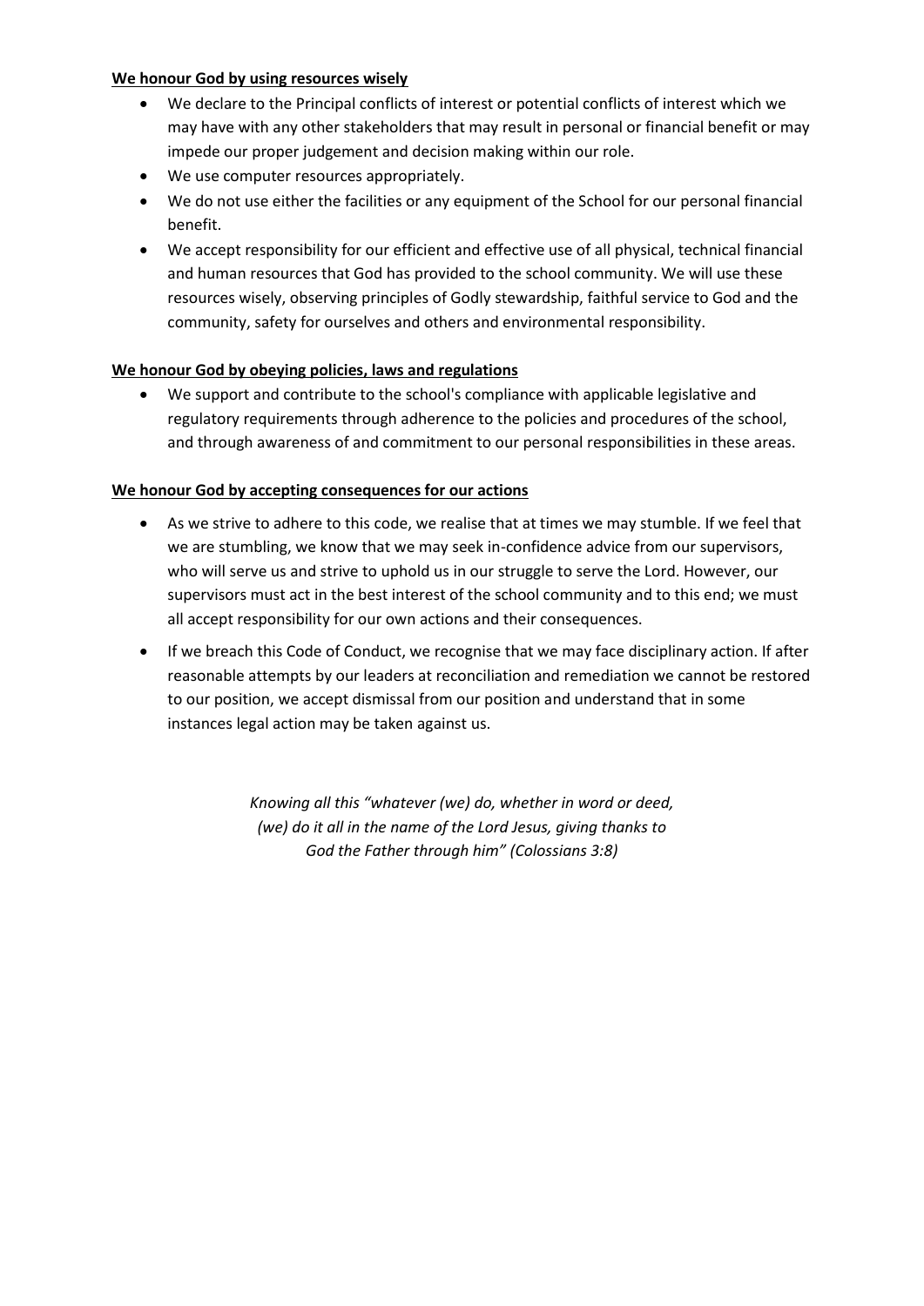**We honour God by using resources wisely**

- We declare to the Principal conflicts of interest or potential conflicts of interest which we may have with any other stakeholders that may result in personal or financial benefit or may impede our proper judgement and decision making within our role.
- We use computer resources appropriately.
- We do not use either the facilities or any equipment of the School for our personal financial benefit.
- We accept responsibility for our efficient and effective use of all physical, technical financial and human resources that God has provided to the school community. We will use these resources wisely, observing principles of Godly stewardship, faithful service to God and the community, safety for ourselves and others and environmental responsibility.

**We honour God by obeying policies, laws and regulations**

- We support and contribute to the school's compliance with applicable legislative and regulatory requirements through adherence to the policies and procedures of the school, and through awareness of and commitment to our personal responsibilities in these areas.

**We honour God by accepting consequences for our actions**

- As we strive to adhere to this code, we realise that at times we may stumble. If we feel that we are stumbling, we know that we may seek in-confidence advice from our supervisors, who will serve us and strive to uphold us in our struggle to serve the Lord. However, our supervisors must act in the best interest of the school community and to this end; we must all accept responsibility for our own actions and their consequences.
- If we breach this Code of Conduct, we recognise that we may face disciplinary action. If after reasonable attempts by our leaders at reconciliation and remediation we cannot be restored to our position, we accept dismissal from our position and understand that in some instances legal action may be taken against us.

*Knowing all this "whatever (we) do, whether in word or deed, (we) do it all in the name of the Lord Jesus, giving thanks to God the Father through him" (Colossians 3:8)*